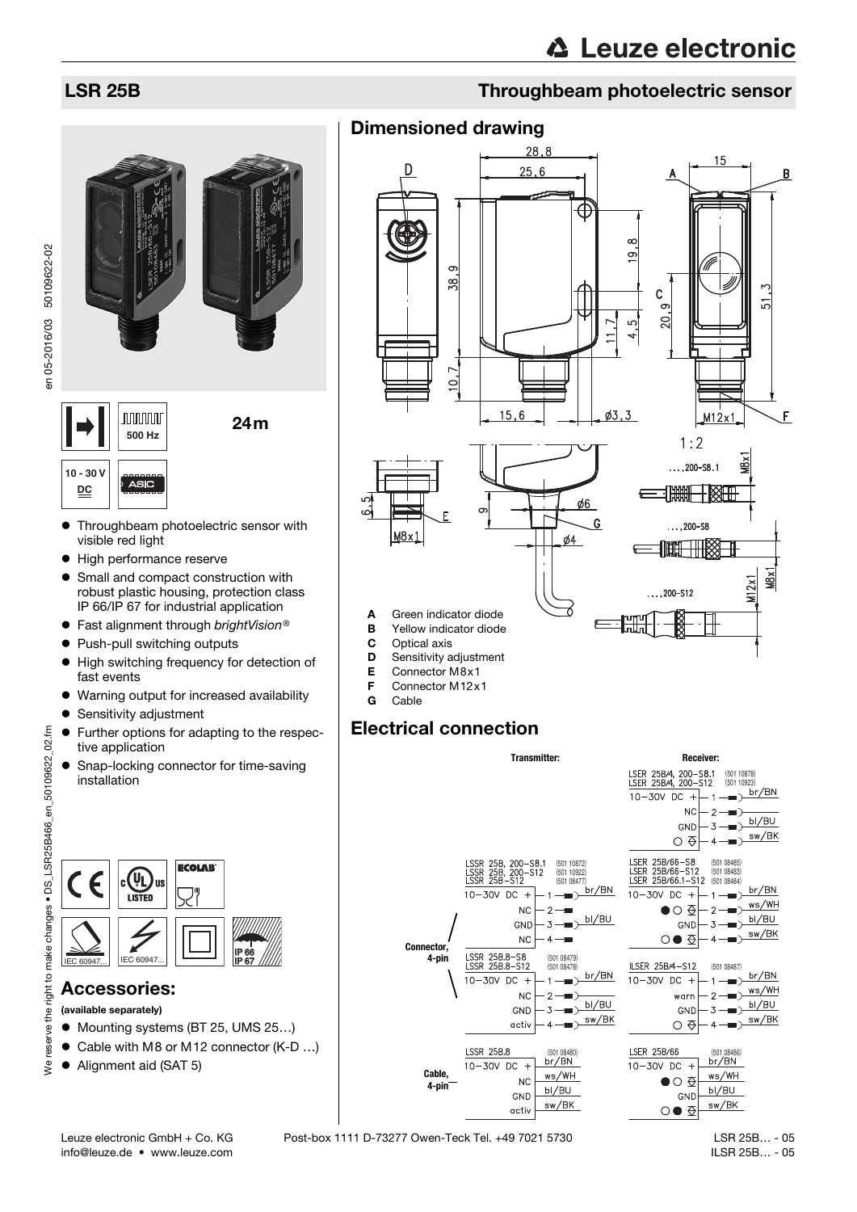# LSR 25B

## Throughbeam photoelectric sensor

500 Hz

24m

10 - 30 V DC

ASIC

- Throughbeam photoelectric sensor with visible red light
- High performance reserve
- Small and compact construction with robust plastic housing, protection class IP 66/IP 67 for industrial application
- Fast alignment through *brightVision®*
- Push-pull switching outputs
- High switching frequency for detection of fast events
- Warning output for increased availability
- Sensitivity adjustment
- Further options for adapting to the respective application
- Snap-locking connector for time-saving installation

IEC 60947... IEC 60947... IP 66 IP 67

## Accessories:

**(available separately)**

- Mounting systems (BT 25, UMS 25…)
- Cable with M8 or M12 connector (K-D …)
- Alignment aid (SAT 5)

## Dimensioned drawing

- **A** Green indicator diode
- **B** Yellow indicator diode
- **C** Optical axis
- **D** Sensitivity adjustment
- **E** Connector M8x1
- **F** Connector M12x1
- **G** Cable

## Electrical connection

**Transmitter:**

Connector, 4-pin:

LSSR 25B, 200-S8.1 (501 10872), LSSR 25B, 200-S12 (501 10922), LSSR 25B-S12 (501 08477)

| Pin | Signal | Wire |
|---|---|---|
| 1 | 10-30V DC + | br/BN |
| 2 | NC | |
| 3 | GND | bl/BU |
| 4 | NC | |

LSSR 25B.8-S8 (501 08479), LSSR 25B.8-S12 (501 08478)

| Pin | Signal | Wire |
|---|---|---|
| 1 | 10-30V DC + | br/BN |
| 2 | NC | |
| 3 | GND | bl/BU |
| 4 | activ | sw/BK |

Cable, 4-pin:

LSSR 25B.8 (501 08480)

| Signal | Wire |
|---|---|
| 10-30V DC + | br/BN |
| NC | ws/WH |
| GND | bl/BU |
| activ | sw/BK |

**Receiver:**

LSER 25B/4, 200-S8.1 (501 10878), LSER 25B/4, 200-S12 (501 10923)

| Pin | Signal | Wire |
|---|---|---|
| 1 | 10-30V DC + | br/BN |
| 2 | NC | |
| 3 | GND | bl/BU |
| 4 | ○ Q | sw/BK |

LSER 25B/66-S8 (501 08485), LSER 25B/66-S12 (501 08483), LSER 25B/66.1-S12 (501 08484)

| Pin | Signal | Wire |
|---|---|---|
| 1 | 10-30V DC + | br/BN |
| 2 | ●○ Q | ws/WH |
| 3 | GND | bl/BU |
| 4 | ○● Q | sw/BK |

ILSER 25B/4-S12 (501 08487)

| Pin | Signal | Wire |
|---|---|---|
| 1 | 10-30V DC + | br/BN |
| 2 | warn | ws/WH |
| 3 | GND | bl/BU |
| 4 | ○ Q | sw/BK |

LSER 25B/66 (501 08486)

| Signal | Wire |
|---|---|
| 10-30V DC + | br/BN |
| ●○ Q | ws/WH |
| GND | bl/BU |
| ○● Q | sw/BK |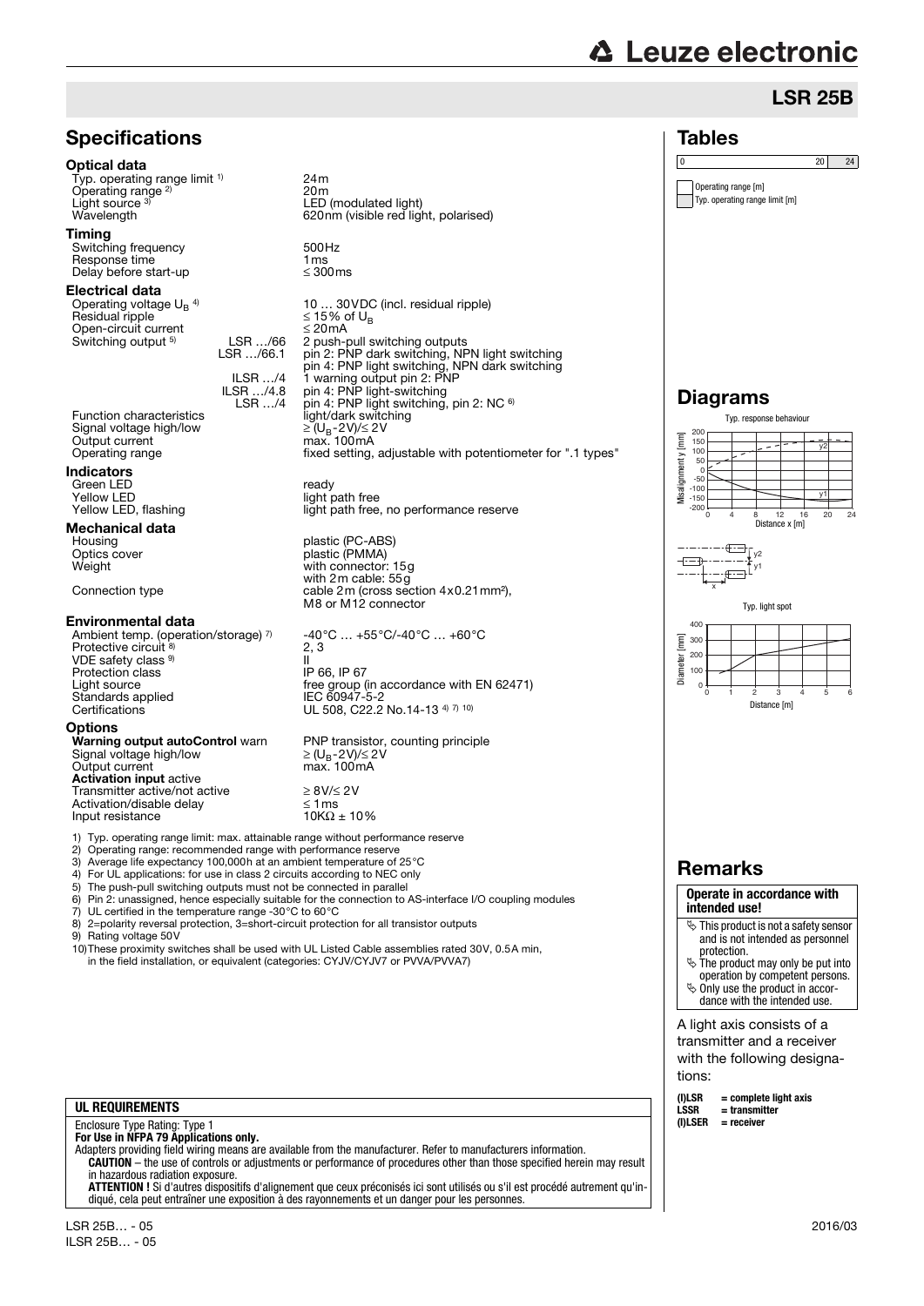# LSR 25B

## Specifications

**Optical data**

| | |
|---|---|
| Typ. operating range limit [1] | 24m |
| Operating range [2] | 20m |
| Light source [3] | LED (modulated light) |
| Wavelength | 620nm (visible red light, polarised) |

**Timing**

| | |
|---|---|
| Switching frequency | 500Hz |
| Response time | 1ms |
| Delay before start-up | ≤ 300ms |

**Electrical data**

| | | |
|---|---|---|
| Operating voltage $U_B$ [4] | | 10 … 30VDC (incl. residual ripple) |
| Residual ripple | | ≤ 15% of $U_B$ |
| Open-circuit current | | ≤ 20mA |
| Switching output [5] | LSR …/66 | 2 push-pull switching outputs |
| | LSR …/66.1 | pin 2: PNP dark switching, NPN light switching<br>pin 4: PNP light switching, NPN dark switching |
| | ILSR …/4 | 1 warning output pin 2: PNP |
| | ILSR …/4.8 | pin 4: PNP light-switching |
| | LSR …/4 | pin 4: PNP light switching, pin 2: NC [6] |
| Function characteristics | | light/dark switching |
| Signal voltage high/low | | ≥ ($U_B$-2V)/≤ 2V |
| Output current | | max. 100mA |
| Operating range | | fixed setting, adjustable with potentiometer for ".1 types" |

**Indicators**

| | |
|---|---|
| Green LED | ready |
| Yellow LED | light path free |
| Yellow LED, flashing | light path free, no performance reserve |

**Mechanical data**

| | |
|---|---|
| Housing | plastic (PC-ABS) |
| Optics cover | plastic (PMMA) |
| Weight | with connector: 15g<br>with 2m cable: 55g |
| Connection type | cable 2m (cross section 4x0.21mm²), M8 or M12 connector |

**Environmental data**

| | |
|---|---|
| Ambient temp. (operation/storage) [7] | -40°C … +55°C/-40°C … +60°C |
| Protective circuit [8] | 2, 3 |
| VDE safety class [9] | II |
| Protection class | IP 66, IP 67 |
| Light source | free group (in accordance with EN 62471) |
| Standards applied | IEC 60947-5-2 |
| Certifications | UL 508, C22.2 No.14-13 [4] [7] [10] |

**Options**

| | |
|---|---|
| **Warning output autoControl** warn | PNP transistor, counting principle |
| Signal voltage high/low | ≥ ($U_B$-2V)/≤ 2V |
| Output current | max. 100mA |
| **Activation input** active | |
| Transmitter active/not active | ≥ 8V/≤ 2V |
| Activation/disable delay | ≤ 1ms |
| Input resistance | 10KΩ ± 10% |

1) Typ. operating range limit: max. attainable range without performance reserve
2) Operating range: recommended range with performance reserve
3) Average life expectancy 100,000h at an ambient temperature of 25°C
4) For UL applications: for use in class 2 circuits according to NEC only
5) The push-pull switching outputs must not be connected in parallel
6) Pin 2: unassigned, hence especially suitable for the connection to AS-interface I/O coupling modules
7) UL certified in the temperature range -30°C to 60°C
8) 2=polarity reversal protection, 3=short-circuit protection for all transistor outputs
9) Rating voltage 50V
10) These proximity switches shall be used with UL Listed Cable assemblies rated 30V, 0.5A min, in the field installation, or equivalent (categories: CYJV/CYJV7 or PVVA/PVVA7)

**UL REQUIREMENTS**

Enclosure Type Rating: Type 1
**For Use in NFPA 79 Applications only.**
Adapters providing field wiring means are available from the manufacturer. Refer to manufacturers information.
**CAUTION** – the use of controls or adjustments or performance of procedures other than those specified herein may result in hazardous radiation exposure.
**ATTENTION !** Si d'autres dispositifs d'alignement que ceux préconisés ici sont utilisés ou s'il est procédé autrement qu'indiqué, cela peut entraîner une exposition à des rayonnements et un danger pour les personnes.

## Tables

0 — 20 — 24

Operating range [m]
Typ. operating range limit [m]

## Diagrams

Typ. response behaviour

Misalignment y [mm] / Distance x [m]

Typ. light spot

Diameter [mm] / Distance [m]

## Remarks

**Operate in accordance with intended use!**

- This product is not a safety sensor and is not intended as personnel protection.
- The product may only be put into operation by competent persons.
- Only use the product in accordance with the intended use.

A light axis consists of a transmitter and a receiver with the following designations:

**(I)LSR** = complete light axis
**LSSR** = transmitter
**(I)LSER** = receiver

LSR 25B… - 05
ILSR 25B… - 05

2016/03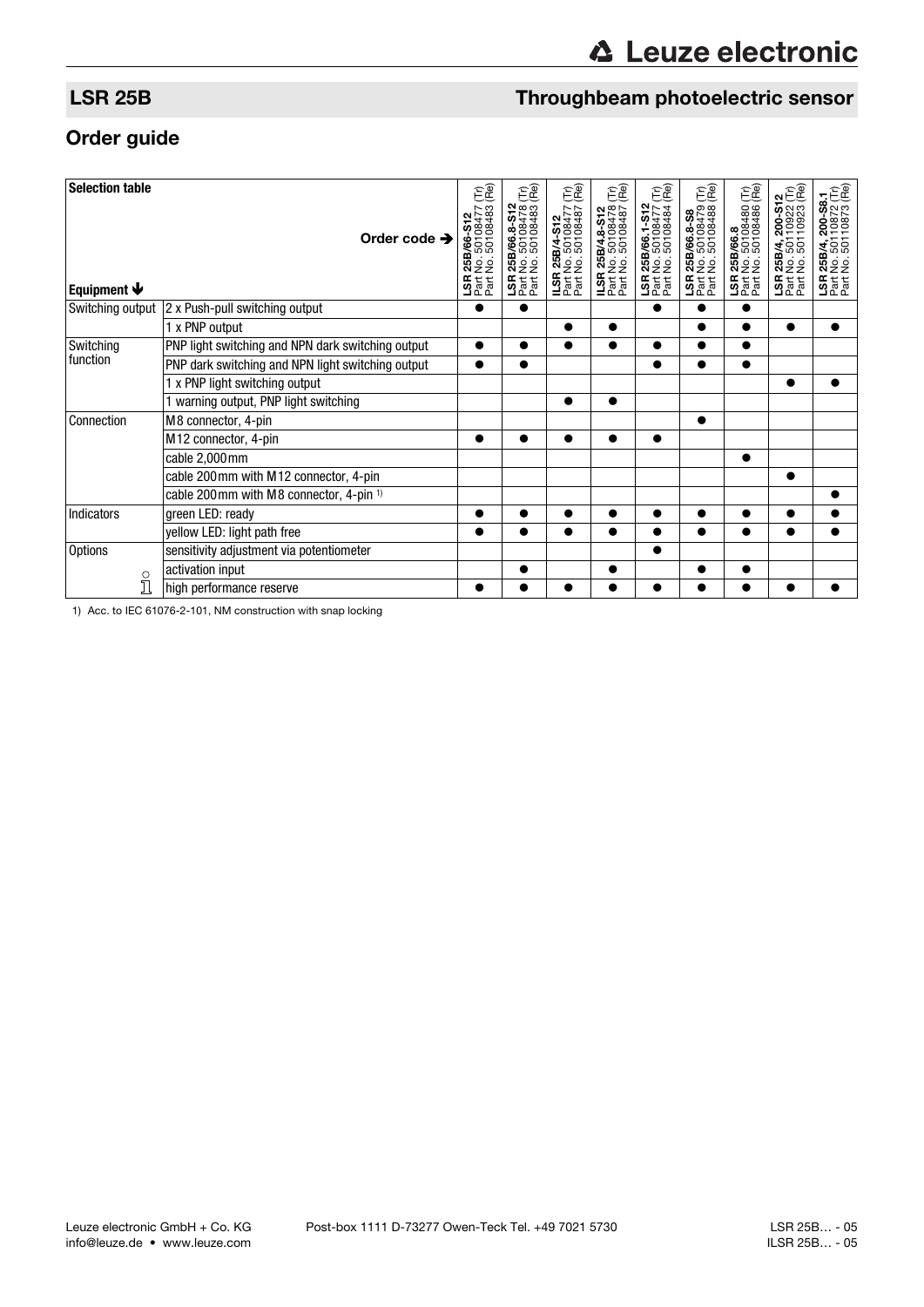# LSR 25B

## Throughbeam photoelectric sensor

## Order guide

| Selection table<br>Equipment ↓ | Order code ➔ | LSR 25B/66-S12<br>Part No. 50108477 (Tr)<br>Part No. 50108483 (Re) | LSR 25B/66.8-S12<br>Part No. 50108478 (Tr)<br>Part No. 50108483 (Re) | ILSR 25B/4-S12<br>Part No. 50108477 (Tr)<br>Part No. 50108487 (Re) | ILSR 25B/4.8-S12<br>Part No. 50108478 (Tr)<br>Part No. 50108487 (Re) | LSR 25B/66.1-S12<br>Part No. 50108477 (Tr)<br>Part No. 50108484 (Re) | LSR 25B/66.8-S8<br>Part No. 50108479 (Tr)<br>Part No. 50108488 (Re) | LSR 25B/66.8<br>Part No. 50108480 (Tr)<br>Part No. 50108486 (Re) | LSR 25B/4, 200-S12<br>Part No. 50110922 (Tr)<br>Part No. 50110923 (Re) | LSR 25B/4, 200-S8.1<br>Part No. 50110872 (Tr)<br>Part No. 50110873 (Re) |
|---|---|---|---|---|---|---|---|---|---|---|
| Switching output | 2 x Push-pull switching output | ● | ● | | | ● | ● | ● | | |
| | 1 x PNP output | | | ● | ● | | ● | ● | ● | ● |
| Switching function | PNP light switching and NPN dark switching output | ● | ● | ● | ● | ● | ● | ● | | |
| | PNP dark switching and NPN light switching output | ● | ● | | | ● | ● | ● | | |
| | 1 x PNP light switching output | | | | | | | | ● | ● |
| | 1 warning output, PNP light switching | | | ● | ● | | | | | |
| Connection | M8 connector, 4-pin | | | | | | ● | | | |
| | M12 connector, 4-pin | ● | ● | ● | ● | ● | | | | |
| | cable 2,000mm | | | | | | | ● | | |
| | cable 200mm with M12 connector, 4-pin | | | | | | | | ● | |
| | cable 200mm with M8 connector, 4-pin [1] | | | | | | | | | ● |
| Indicators | green LED: ready | ● | ● | ● | ● | ● | ● | ● | ● | ● |
| | yellow LED: light path free | ● | ● | ● | ● | ● | ● | ● | ● | ● |
| Options | sensitivity adjustment via potentiometer | | | | | ● | | | | |
| | activation input | | ● | | ● | | ● | ● | | |
| | high performance reserve | ● | ● | ● | ● | ● | ● | ● | ● | ● |

1) Acc. to IEC 61076-2-101, NM construction with snap locking